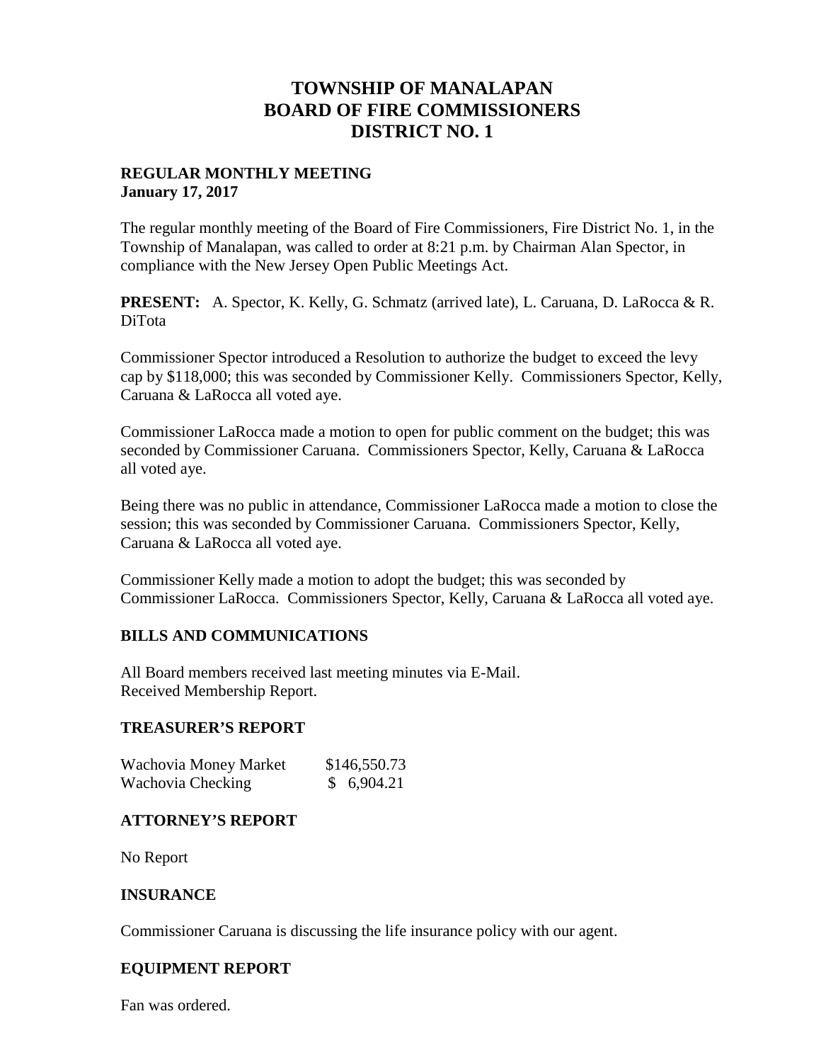# TOWNSHIP OF MANALAPAN
# BOARD OF FIRE COMMISSIONERS
# DISTRICT NO. 1

**REGULAR MONTHLY MEETING**
**January 17, 2017**

The regular monthly meeting of the Board of Fire Commissioners, Fire District No. 1, in the Township of Manalapan, was called to order at 8:21 p.m. by Chairman Alan Spector, in compliance with the New Jersey Open Public Meetings Act.

**PRESENT:** A. Spector, K. Kelly, G. Schmatz (arrived late), L. Caruana, D. LaRocca & R. DiTota

Commissioner Spector introduced a Resolution to authorize the budget to exceed the levy cap by $118,000; this was seconded by Commissioner Kelly. Commissioners Spector, Kelly, Caruana & LaRocca all voted aye.

Commissioner LaRocca made a motion to open for public comment on the budget; this was seconded by Commissioner Caruana. Commissioners Spector, Kelly, Caruana & LaRocca all voted aye.

Being there was no public in attendance, Commissioner LaRocca made a motion to close the session; this was seconded by Commissioner Caruana. Commissioners Spector, Kelly, Caruana & LaRocca all voted aye.

Commissioner Kelly made a motion to adopt the budget; this was seconded by Commissioner LaRocca. Commissioners Spector, Kelly, Caruana & LaRocca all voted aye.

## BILLS AND COMMUNICATIONS

All Board members received last meeting minutes via E-Mail.
Received Membership Report.

## TREASURER'S REPORT

| | |
|---|---|
| Wachovia Money Market | $146,550.73 |
| Wachovia Checking | $ 6,904.21 |

## ATTORNEY'S REPORT

No Report

## INSURANCE

Commissioner Caruana is discussing the life insurance policy with our agent.

## EQUIPMENT REPORT

Fan was ordered.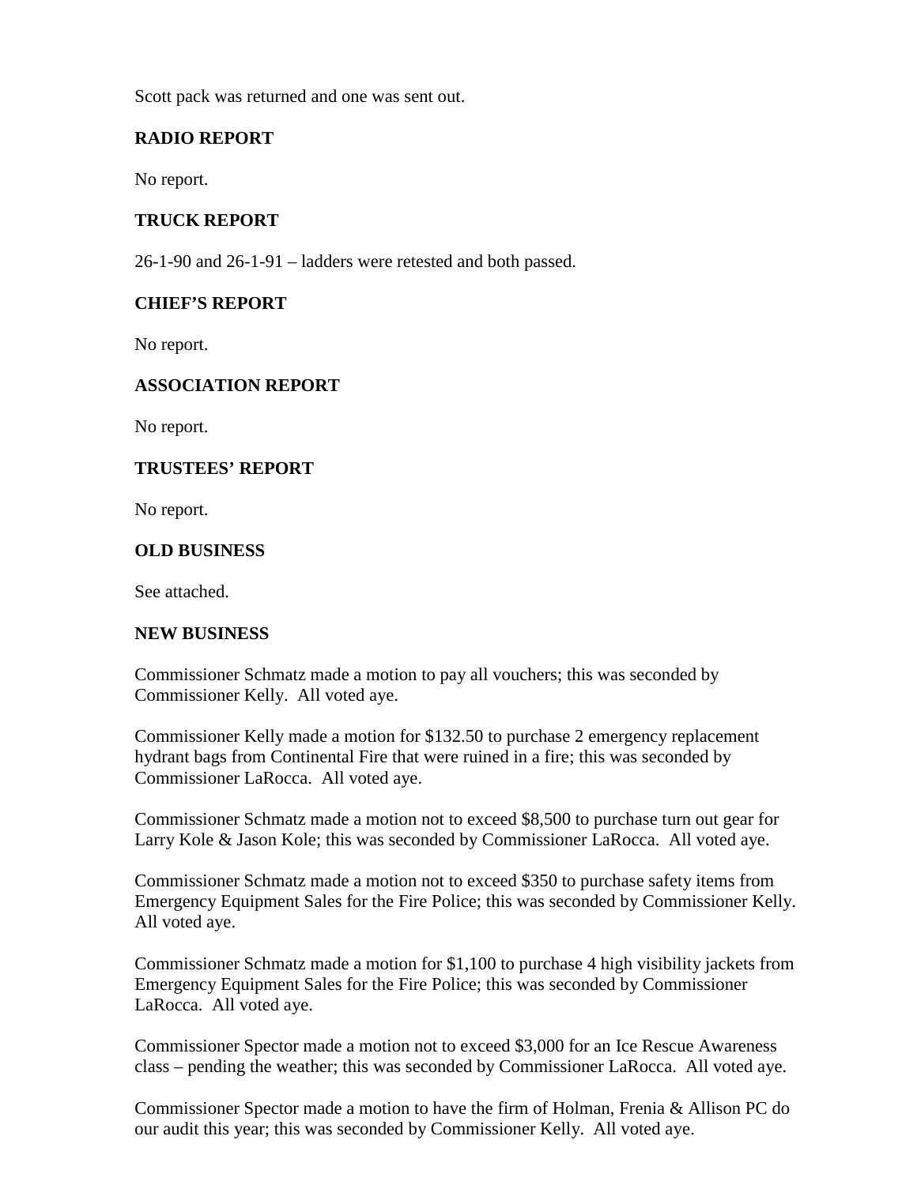Scott pack was returned and one was sent out.

**RADIO REPORT**

No report.

**TRUCK REPORT**

26-1-90 and 26-1-91 – ladders were retested and both passed.

**CHIEF'S REPORT**

No report.

**ASSOCIATION REPORT**

No report.

**TRUSTEES' REPORT**

No report.

**OLD BUSINESS**

See attached.

**NEW BUSINESS**

Commissioner Schmatz made a motion to pay all vouchers; this was seconded by Commissioner Kelly. All voted aye.

Commissioner Kelly made a motion for $132.50 to purchase 2 emergency replacement hydrant bags from Continental Fire that were ruined in a fire; this was seconded by Commissioner LaRocca. All voted aye.

Commissioner Schmatz made a motion not to exceed $8,500 to purchase turn out gear for Larry Kole & Jason Kole; this was seconded by Commissioner LaRocca. All voted aye.

Commissioner Schmatz made a motion not to exceed $350 to purchase safety items from Emergency Equipment Sales for the Fire Police; this was seconded by Commissioner Kelly. All voted aye.

Commissioner Schmatz made a motion for $1,100 to purchase 4 high visibility jackets from Emergency Equipment Sales for the Fire Police; this was seconded by Commissioner LaRocca. All voted aye.

Commissioner Spector made a motion not to exceed $3,000 for an Ice Rescue Awareness class – pending the weather; this was seconded by Commissioner LaRocca. All voted aye.

Commissioner Spector made a motion to have the firm of Holman, Frenia & Allison PC do our audit this year; this was seconded by Commissioner Kelly. All voted aye.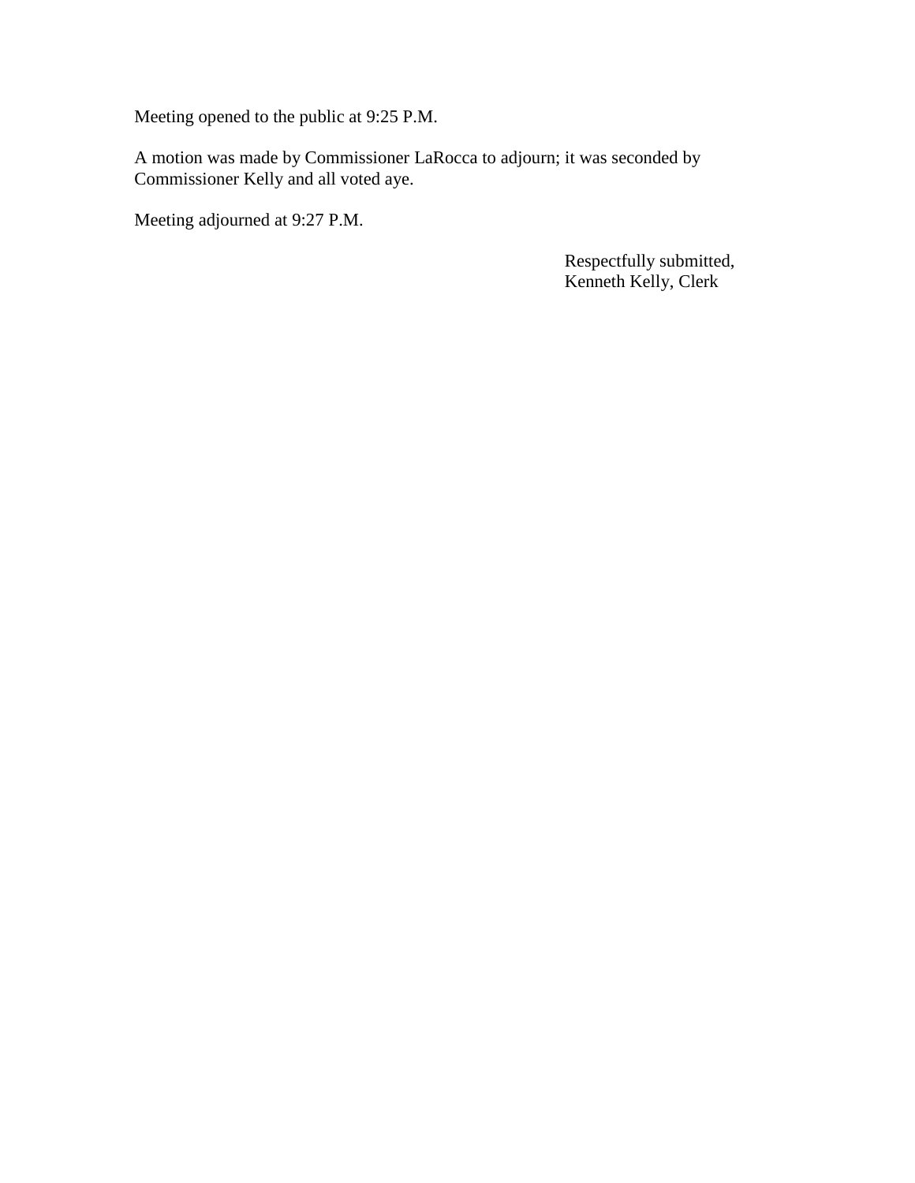Meeting opened to the public at 9:25 P.M.

A motion was made by Commissioner LaRocca to adjourn; it was seconded by Commissioner Kelly and all voted aye.

Meeting adjourned at 9:27 P.M.

Respectfully submitted,
Kenneth Kelly, Clerk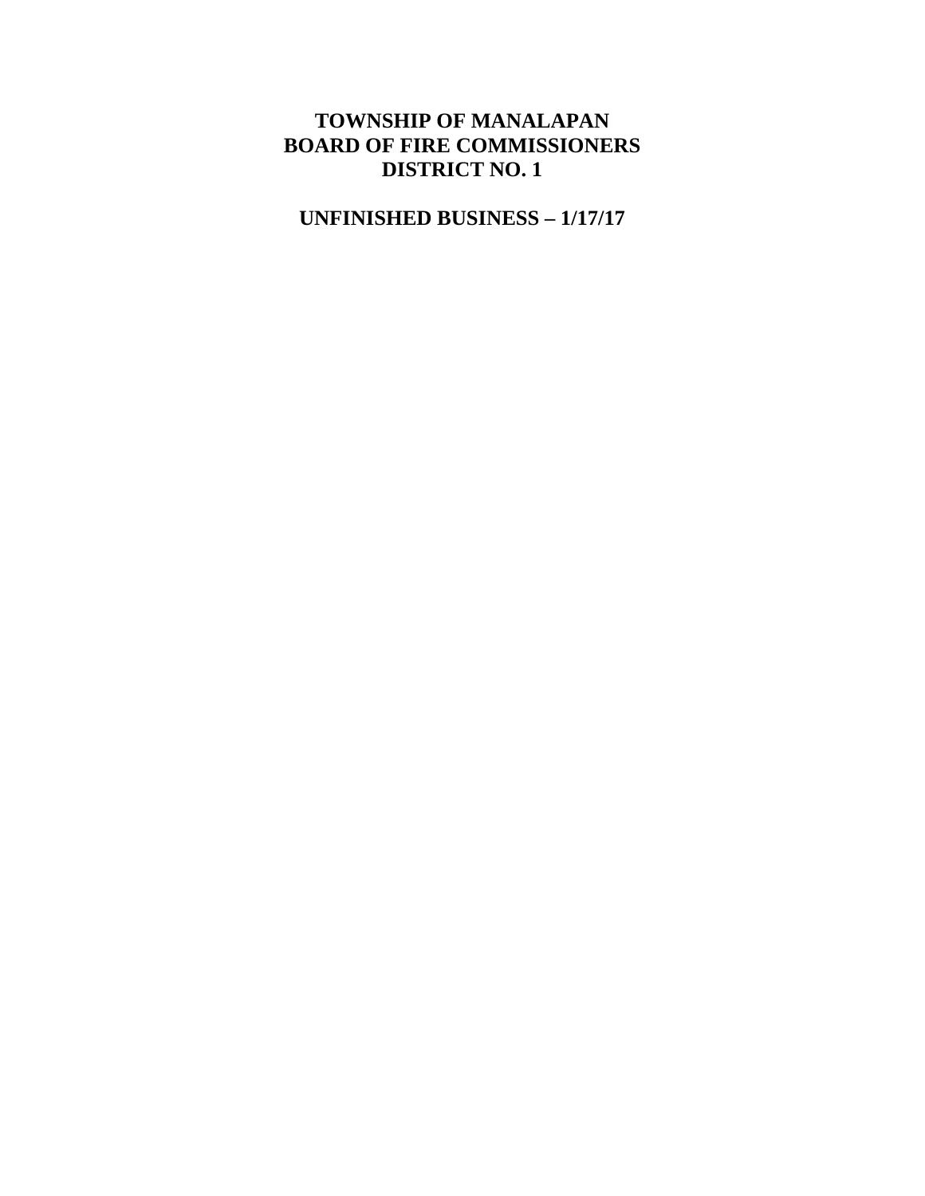# TOWNSHIP OF MANALAPAN
# BOARD OF FIRE COMMISSIONERS
# DISTRICT NO. 1

## UNFINISHED BUSINESS – 1/17/17